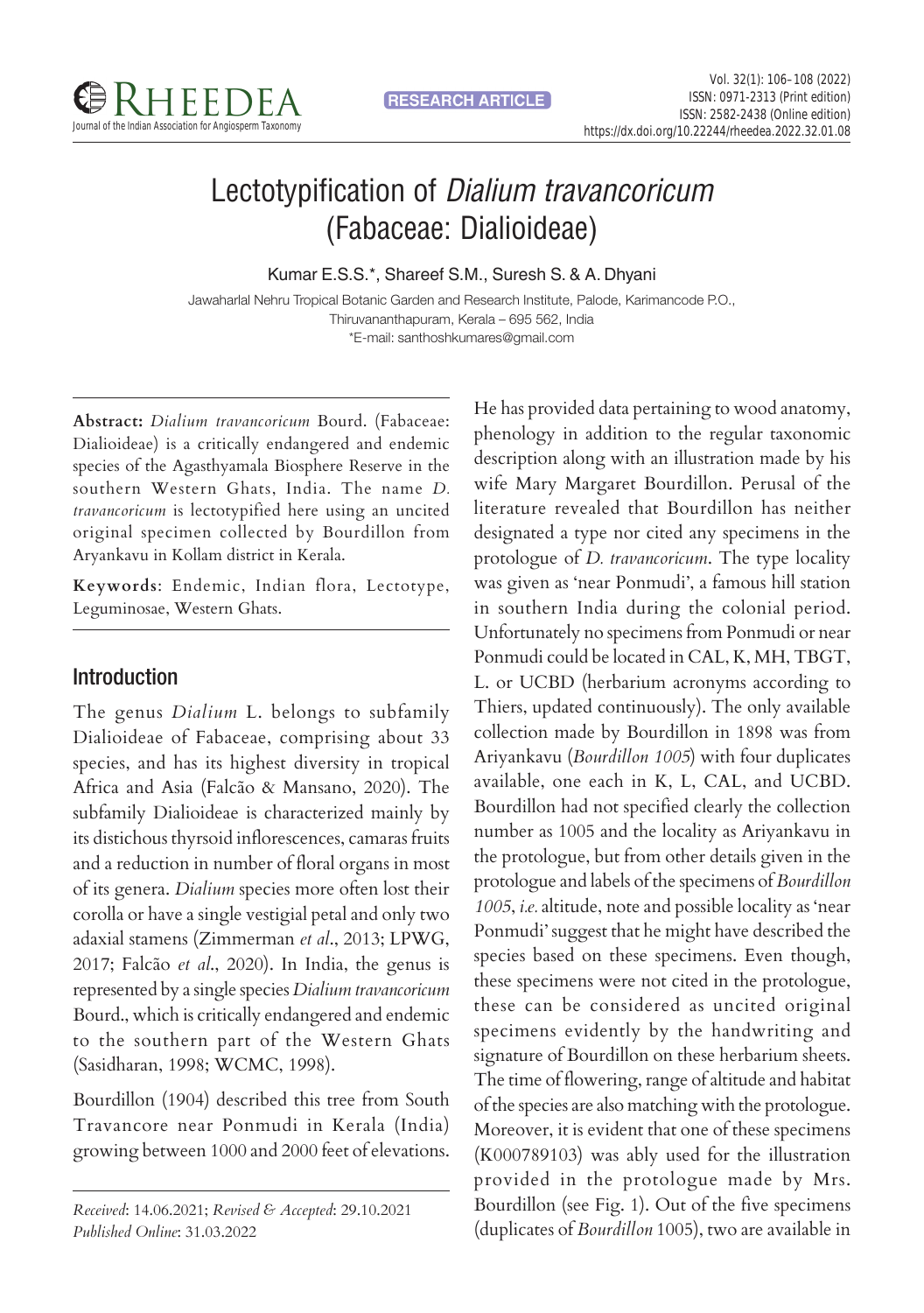# Lectotypification of *Dialium travancoricum* (Fabaceae: Dialioideae)

Kumar E.S.S.*, Shareef S.M., Suresh S. & A. Dhyani

Jawaharlal Nehru Tropical Botanic Garden and Research Institute, Palode, Karimancode P.O., Thiruvananthapuram, Kerala – 695 562, India
*E-mail: santhoshkumares@gmail.com

**Abstract:** *Dialium travancoricum* Bourd. (Fabaceae: Dialioideae) is a critically endangered and endemic species of the Agasthyamala Biosphere Reserve in the southern Western Ghats, India. The name *D. travancoricum* is lectotypified here using an uncited original specimen collected by Bourdillon from Aryankavu in Kollam district in Kerala.

**Keywords**: Endemic, Indian flora, Lectotype, Leguminosae, Western Ghats.

## Introduction

The genus *Dialium* L. belongs to subfamily Dialioideae of Fabaceae, comprising about 33 species, and has its highest diversity in tropical Africa and Asia (Falcão & Mansano, 2020). The subfamily Dialioideae is characterized mainly by its distichous thyrsoid inflorescences, camaras fruits and a reduction in number of floral organs in most of its genera. *Dialium* species more often lost their corolla or have a single vestigial petal and only two adaxial stamens (Zimmerman *et al*., 2013; LPWG, 2017; Falcão *et al*., 2020). In India, the genus is represented by a single species *Dialium travancoricum* Bourd., which is critically endangered and endemic to the southern part of the Western Ghats (Sasidharan, 1998; WCMC, 1998).

Bourdillon (1904) described this tree from South Travancore near Ponmudi in Kerala (India) growing between 1000 and 2000 feet of elevations. He has provided data pertaining to wood anatomy, phenology in addition to the regular taxonomic description along with an illustration made by his wife Mary Margaret Bourdillon. Perusal of the literature revealed that Bourdillon has neither designated a type nor cited any specimens in the protologue of *D. travancoricum*. The type locality was given as 'near Ponmudi', a famous hill station in southern India during the colonial period. Unfortunately no specimens from Ponmudi or near Ponmudi could be located in CAL, K, MH, TBGT, L. or UCBD (herbarium acronyms according to Thiers, updated continuously). The only available collection made by Bourdillon in 1898 was from Ariyankavu (*Bourdillon 1005*) with four duplicates available, one each in K, L, CAL, and UCBD. Bourdillon had not specified clearly the collection number as 1005 and the locality as Ariyankavu in the protologue, but from other details given in the protologue and labels of the specimens of *Bourdillon 1005*, *i.e.* altitude, note and possible locality as 'near Ponmudi' suggest that he might have described the species based on these specimens. Even though, these specimens were not cited in the protologue, these can be considered as uncited original specimens evidently by the handwriting and signature of Bourdillon on these herbarium sheets. The time of flowering, range of altitude and habitat of the species are also matching with the protologue. Moreover, it is evident that one of these specimens (K000789103) was ably used for the illustration provided in the protologue made by Mrs. Bourdillon (see Fig. 1). Out of the five specimens (duplicates of *Bourdillon* 1005), two are available in

*Received*: 14.06.2021; *Revised & Accepted*: 29.10.2021
*Published Online*: 31.03.2022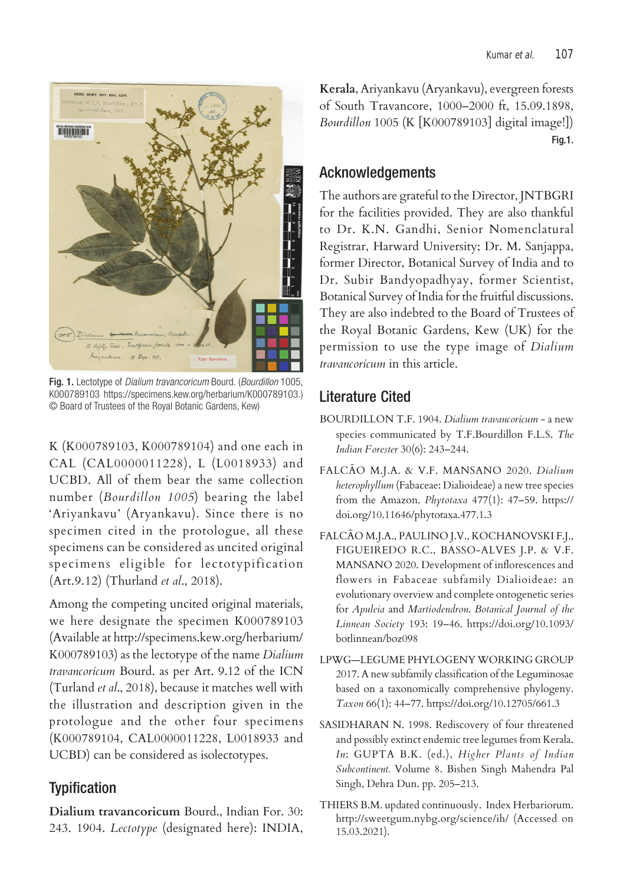Fig. 1. Lectotype of *Dialium travancoricum* Bourd. (*Bourdillon* 1005, K000789103 https://specimens.kew.org/herbarium/K000789103.) © Board of Trustees of the Royal Botanic Gardens, Kew)

K (K000789103, K000789104) and one each in CAL (CAL0000011228), L (L0018933) and UCBD. All of them bear the same collection number (*Bourdillon 1005*) bearing the label 'Ariyankavu' (Aryankavu). Since there is no specimen cited in the protologue, all these specimens can be considered as uncited original specimens eligible for lectotypification (Art.9.12) (Thurland *et al*., 2018).

Among the competing uncited original materials, we here designate the specimen K000789103 (Available at http://specimens.kew.org/herbarium/K000789103) as the lectotype of the name *Dialium travancoricum* Bourd. as per Art. 9.12 of the ICN (Turland *et al*., 2018), because it matches well with the illustration and description given in the protologue and the other four specimens (K000789104, CAL0000011228, L0018933 and UCBD) can be considered as isolectotypes.

## Typification

**Dialium travancoricum** Bourd., Indian For. 30: 243. 1904. *Lectotype* (designated here): INDIA, **Kerala**, Ariyankavu (Aryankavu), evergreen forests of South Travancore, 1000–2000 ft, 15.09.1898, *Bourdillon* 1005 (K [K000789103] digital image!]) **Fig.1.**

## Acknowledgements

The authors are grateful to the Director, JNTBGRI for the facilities provided. They are also thankful to Dr. K.N. Gandhi, Senior Nomenclatural Registrar, Harward University; Dr. M. Sanjappa, former Director, Botanical Survey of India and to Dr. Subir Bandyopadhyay, former Scientist, Botanical Survey of India for the fruitful discussions. They are also indebted to the Board of Trustees of the Royal Botanic Gardens, Kew (UK) for the permission to use the type image of *Dialium travancoricum* in this article.

## Literature Cited

BOURDILLON T.F. 1904. *Dialium travancoricum* - a new species communicated by T.F.Bourdillon F.L.S. *The Indian Forester* 30(6): 243–244.

FALCÃO M.J.A. & V.F. MANSANO 2020. *Dialium heterophyllum* (Fabaceae: Dialioideae) a new tree species from the Amazon. *Phytotaxa* 477(1): 47–59. https://doi.org/10.11646/phytotaxa.477.1.3

FALCÃO M.J.A., PAULINO J.V., KOCHANOVSKI F.J., FIGUEIREDO R.C., BASSO-ALVES J.P. & V.F. MANSANO 2020. Development of inflorescences and flowers in Fabaceae subfamily Dialioideae: an evolutionary overview and complete ontogenetic series for *Apuleia* and *Martiodendron*. *Botanical Journal of the Linnean Society* 193: 19–46. https://doi.org/10.1093/botlinnean/boz098

LPWG—LEGUME PHYLOGENY WORKING GROUP 2017. A new subfamily classification of the Leguminosae based on a taxonomically comprehensive phylogeny. *Taxon* 66(1): 44–77. https://doi.org/10.12705/661.3

SASIDHARAN N. 1998. Rediscovery of four threatened and possibly extinct endemic tree legumes from Kerala. *In*: GUPTA B.K. (ed.), *Higher Plants of Indian Subcontinent.* Volume 8. Bishen Singh Mahendra Pal Singh, Dehra Dun. pp. 205–213.

THIERS B.M. updated continuously. Index Herbariorum. http://sweetgum.nybg.org/science/ih/ (Accessed on 15.03.2021).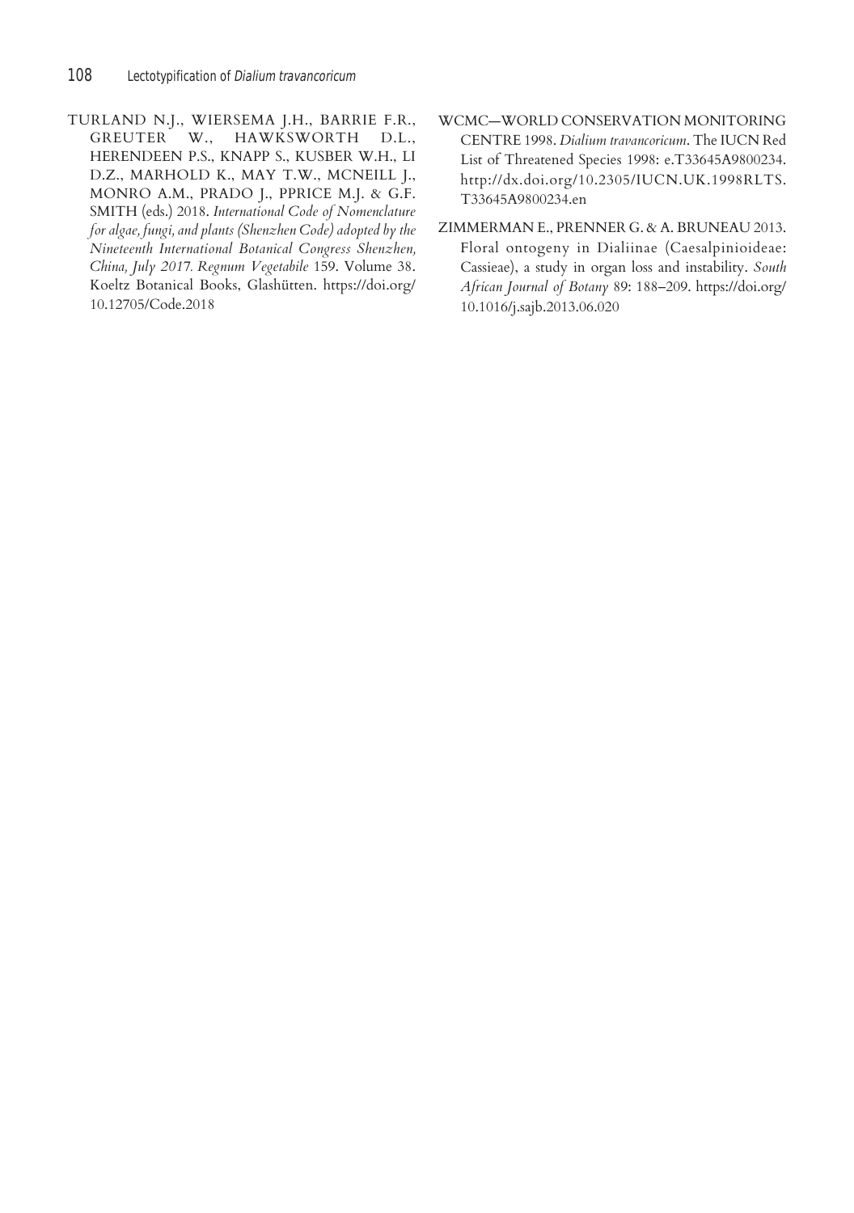TURLAND N.J., WIERSEMA J.H., BARRIE F.R., GREUTER W., HAWKSWORTH D.L., HERENDEEN P.S., KNAPP S., KUSBER W.H., LI D.Z., MARHOLD K., MAY T.W., MCNEILL J., MONRO A.M., PRADO J., PPRICE M.J. & G.F. SMITH (eds.) 2018. *International Code of Nomenclature for algae, fungi, and plants (Shenzhen Code) adopted by the Nineteenth International Botanical Congress Shenzhen, China, July 2017. Regnum Vegetabile* 159. Volume 38. Koeltz Botanical Books, Glashütten. https://doi.org/10.12705/Code.2018

WCMC—WORLD CONSERVATION MONITORING CENTRE 1998. *Dialium travancoricum*. The IUCN Red List of Threatened Species 1998: e.T33645A9800234. http://dx.doi.org/10.2305/IUCN.UK.1998RLTS.T33645A9800234.en

ZIMMERMAN E., PRENNER G. & A. BRUNEAU 2013. Floral ontogeny in Dialiinae (Caesalpinioideae: Cassieae), a study in organ loss and instability. *South African Journal of Botany* 89: 188–209. https://doi.org/10.1016/j.sajb.2013.06.020